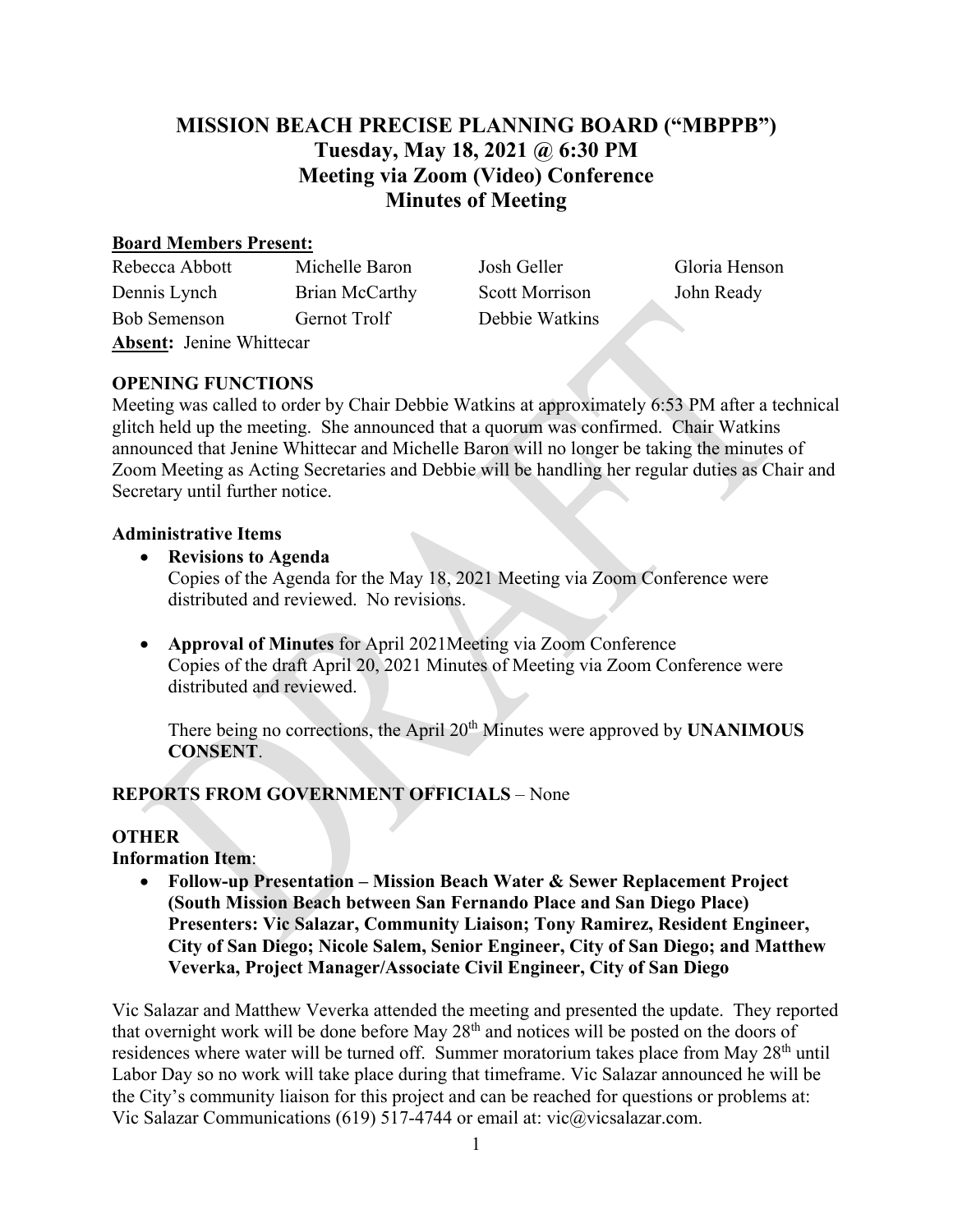# MISSION BEACH PRECISE PLANNING BOARD ("MBPPB")
## Tuesday, May 18, 2021 @ 6:30 PM
## Meeting via Zoom (Video) Conference
## Minutes of Meeting

**Board Members Present:**

| | | | |
|---|---|---|---|
| Rebecca Abbott | Michelle Baron | Josh Geller | Gloria Henson |
| Dennis Lynch | Brian McCarthy | Scott Morrison | John Ready |
| Bob Semenson | Gernot Trolf | Debbie Watkins | |

**Absent:** Jenine Whittecar

**OPENING FUNCTIONS**

Meeting was called to order by Chair Debbie Watkins at approximately 6:53 PM after a technical glitch held up the meeting. She announced that a quorum was confirmed. Chair Watkins announced that Jenine Whittecar and Michelle Baron will no longer be taking the minutes of Zoom Meeting as Acting Secretaries and Debbie will be handling her regular duties as Chair and Secretary until further notice.

**Administrative Items**

- **Revisions to Agenda**
  Copies of the Agenda for the May 18, 2021 Meeting via Zoom Conference were distributed and reviewed. No revisions.

- **Approval of Minutes** for April 2021Meeting via Zoom Conference
  Copies of the draft April 20, 2021 Minutes of Meeting via Zoom Conference were distributed and reviewed.

  There being no corrections, the April 20th Minutes were approved by **UNANIMOUS CONSENT**.

**REPORTS FROM GOVERNMENT OFFICIALS** – None

**OTHER**

**Information Item**:

- **Follow-up Presentation – Mission Beach Water & Sewer Replacement Project (South Mission Beach between San Fernando Place and San Diego Place) Presenters: Vic Salazar, Community Liaison; Tony Ramirez, Resident Engineer, City of San Diego; Nicole Salem, Senior Engineer, City of San Diego; and Matthew Veverka, Project Manager/Associate Civil Engineer, City of San Diego**

Vic Salazar and Matthew Veverka attended the meeting and presented the update. They reported that overnight work will be done before May 28th and notices will be posted on the doors of residences where water will be turned off. Summer moratorium takes place from May 28th until Labor Day so no work will take place during that timeframe. Vic Salazar announced he will be the City's community liaison for this project and can be reached for questions or problems at: Vic Salazar Communications (619) 517-4744 or email at: vic@vicsalazar.com.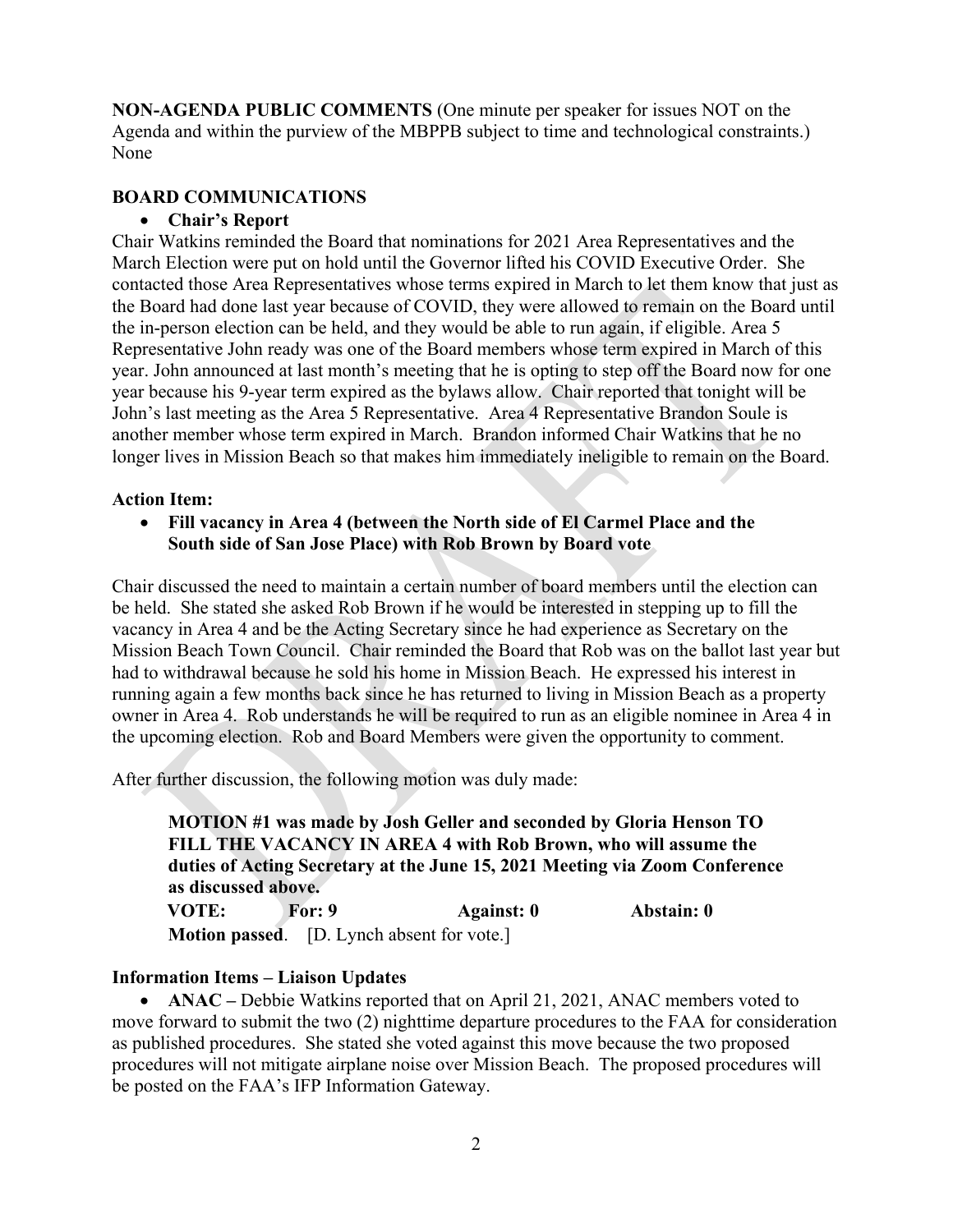**NON-AGENDA PUBLIC COMMENTS** (One minute per speaker for issues NOT on the Agenda and within the purview of the MBPPB subject to time and technological constraints.) None

**BOARD COMMUNICATIONS**

- **Chair's Report**

Chair Watkins reminded the Board that nominations for 2021 Area Representatives and the March Election were put on hold until the Governor lifted his COVID Executive Order. She contacted those Area Representatives whose terms expired in March to let them know that just as the Board had done last year because of COVID, they were allowed to remain on the Board until the in-person election can be held, and they would be able to run again, if eligible. Area 5 Representative John ready was one of the Board members whose term expired in March of this year. John announced at last month's meeting that he is opting to step off the Board now for one year because his 9-year term expired as the bylaws allow. Chair reported that tonight will be John's last meeting as the Area 5 Representative. Area 4 Representative Brandon Soule is another member whose term expired in March. Brandon informed Chair Watkins that he no longer lives in Mission Beach so that makes him immediately ineligible to remain on the Board.

**Action Item:**

- **Fill vacancy in Area 4 (between the North side of El Carmel Place and the South side of San Jose Place) with Rob Brown by Board vote**

Chair discussed the need to maintain a certain number of board members until the election can be held. She stated she asked Rob Brown if he would be interested in stepping up to fill the vacancy in Area 4 and be the Acting Secretary since he had experience as Secretary on the Mission Beach Town Council. Chair reminded the Board that Rob was on the ballot last year but had to withdrawal because he sold his home in Mission Beach. He expressed his interest in running again a few months back since he has returned to living in Mission Beach as a property owner in Area 4. Rob understands he will be required to run as an eligible nominee in Area 4 in the upcoming election. Rob and Board Members were given the opportunity to comment.

After further discussion, the following motion was duly made:

> **MOTION #1 was made by Josh Geller and seconded by Gloria Henson TO FILL THE VACANCY IN AREA 4 with Rob Brown, who will assume the duties of Acting Secretary at the June 15, 2021 Meeting via Zoom Conference as discussed above.**
>
> **VOTE: For: 9 Against: 0 Abstain: 0**
>
> **Motion passed**. [D. Lynch absent for vote.]

**Information Items – Liaison Updates**

- **ANAC –** Debbie Watkins reported that on April 21, 2021, ANAC members voted to move forward to submit the two (2) nighttime departure procedures to the FAA for consideration as published procedures. She stated she voted against this move because the two proposed procedures will not mitigate airplane noise over Mission Beach. The proposed procedures will be posted on the FAA's IFP Information Gateway.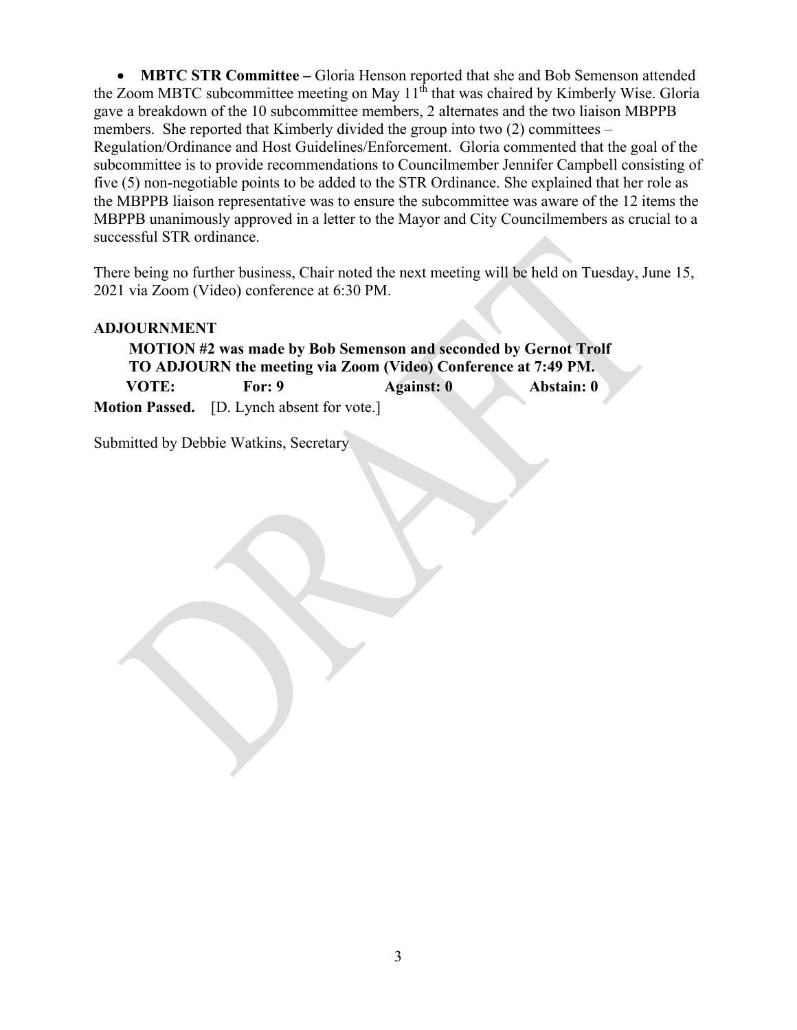- **MBTC STR Committee –** Gloria Henson reported that she and Bob Semenson attended the Zoom MBTC subcommittee meeting on May 11th that was chaired by Kimberly Wise. Gloria gave a breakdown of the 10 subcommittee members, 2 alternates and the two liaison MBPPB members. She reported that Kimberly divided the group into two (2) committees – Regulation/Ordinance and Host Guidelines/Enforcement. Gloria commented that the goal of the subcommittee is to provide recommendations to Councilmember Jennifer Campbell consisting of five (5) non-negotiable points to be added to the STR Ordinance. She explained that her role as the MBPPB liaison representative was to ensure the subcommittee was aware of the 12 items the MBPPB unanimously approved in a letter to the Mayor and City Councilmembers as crucial to a successful STR ordinance.

There being no further business, Chair noted the next meeting will be held on Tuesday, June 15, 2021 via Zoom (Video) conference at 6:30 PM.

**ADJOURNMENT**

**MOTION #2 was made by Bob Semenson and seconded by Gernot Trolf TO ADJOURN the meeting via Zoom (Video) Conference at 7:49 PM.**

**VOTE: For: 9 Against: 0 Abstain: 0**

**Motion Passed.** [D. Lynch absent for vote.]

Submitted by Debbie Watkins, Secretary